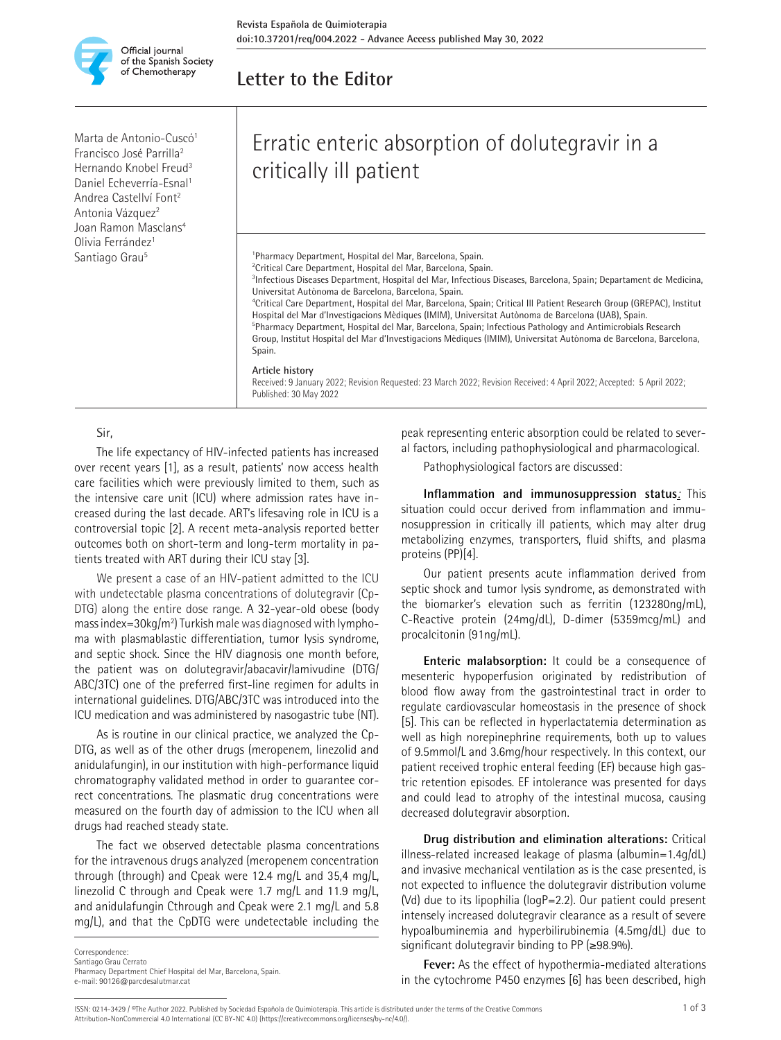Letter to the Editor

# Erratic enteric absorption of dolutegravir in a critically ill patient

Marta de Antonio-Cuscó[1]
Francisco José Parrilla[2]
Hernando Knobel Freud[3]
Daniel Echeverría-Esnal[1]
Andrea Castellví Font[2]
Antonia Vázquez[2]
Joan Ramon Masclans[4]
Olivia Ferrández[1]
Santiago Grau[5]

[1]Pharmacy Department, Hospital del Mar, Barcelona, Spain.
[2]Critical Care Department, Hospital del Mar, Barcelona, Spain.
[3]Infectious Diseases Department, Hospital del Mar, Infectious Diseases, Barcelona, Spain; Departament de Medicina, Universitat Autònoma de Barcelona, Barcelona, Spain.
[4]Critical Care Department, Hospital del Mar, Barcelona, Spain; Critical Ill Patient Research Group (GREPAC), Institut Hospital del Mar d'Investigacions Mèdiques (IMIM), Universitat Autònoma de Barcelona (UAB), Spain.
[5]Pharmacy Department, Hospital del Mar, Barcelona, Spain; Infectious Pathology and Antimicrobials Research Group, Institut Hospital del Mar d'Investigacions Mèdiques (IMIM), Universitat Autònoma de Barcelona, Barcelona, Spain.

**Article history**
Received: 9 January 2022; Revision Requested: 23 March 2022; Revision Received: 4 April 2022; Accepted: 5 April 2022; Published: 30 May 2022

Sir,

The life expectancy of HIV-infected patients has increased over recent years [1], as a result, patients' now access health care facilities which were previously limited to them, such as the intensive care unit (ICU) where admission rates have increased during the last decade. ART's lifesaving role in ICU is a controversial topic [2]. A recent meta-analysis reported better outcomes both on short-term and long-term mortality in patients treated with ART during their ICU stay [3].

We present a case of an HIV-patient admitted to the ICU with undetectable plasma concentrations of dolutegravir (Cp-DTG) along the entire dose range. A 32-year-old obese (body mass index=30kg/m$^2$) Turkish male was diagnosed with lymphoma with plasmablastic differentiation, tumor lysis syndrome, and septic shock. Since the HIV diagnosis one month before, the patient was on dolutegravir/abacavir/lamivudine (DTG/ABC/3TC) one of the preferred first-line regimen for adults in international guidelines. DTG/ABC/3TC was introduced into the ICU medication and was administered by nasogastric tube (NT).

As is routine in our clinical practice, we analyzed the Cp-DTG, as well as of the other drugs (meropenem, linezolid and anidulafungin), in our institution with high-performance liquid chromatography validated method in order to guarantee correct concentrations. The plasmatic drug concentrations were measured on the fourth day of admission to the ICU when all drugs had reached steady state.

The fact we observed detectable plasma concentrations for the intravenous drugs analyzed (meropenem concentration through (through) and Cpeak were 12.4 mg/L and 35,4 mg/L, linezolid C through and Cpeak were 1.7 mg/L and 11.9 mg/L, and anidulafungin Cthrough and Cpeak were 2.1 mg/L and 5.8 mg/L), and that the CpDTG were undetectable including the peak representing enteric absorption could be related to several factors, including pathophysiological and pharmacological.

Pathophysiological factors are discussed:

**Inflammation and immunosuppression status:** This situation could occur derived from inflammation and immunosuppression in critically ill patients, which may alter drug metabolizing enzymes, transporters, fluid shifts, and plasma proteins (PP)[4].

Our patient presents acute inflammation derived from septic shock and tumor lysis syndrome, as demonstrated with the biomarker's elevation such as ferritin (123280ng/mL), C-Reactive protein (24mg/dL), D-dimer (5359mcg/mL) and procalcitonin (91ng/mL).

**Enteric malabsorption:** It could be a consequence of mesenteric hypoperfusion originated by redistribution of blood flow away from the gastrointestinal tract in order to regulate cardiovascular homeostasis in the presence of shock [5]. This can be reflected in hyperlactatemia determination as well as high norepinephrine requirements, both up to values of 9.5mmol/L and 3.6mg/hour respectively. In this context, our patient received trophic enteral feeding (EF) because high gastric retention episodes. EF intolerance was presented for days and could lead to atrophy of the intestinal mucosa, causing decreased dolutegravir absorption.

**Drug distribution and elimination alterations:** Critical illness-related increased leakage of plasma (albumin=1.4g/dL) and invasive mechanical ventilation as is the case presented, is not expected to influence the dolutegravir distribution volume (Vd) due to its lipophilia (logP=2.2). Our patient could present intensely increased dolutegravir clearance as a result of severe hypoalbuminemia and hyperbilirubinemia (4.5mg/dL) due to significant dolutegravir binding to PP (≥98.9%).

**Fever:** As the effect of hypothermia-mediated alterations in the cytochrome P450 enzymes [6] has been described, high

Correspondence:
Santiago Grau Cerrato
Pharmacy Department Chief Hospital del Mar, Barcelona, Spain.
e-mail: 90126@parcdesalutmar.cat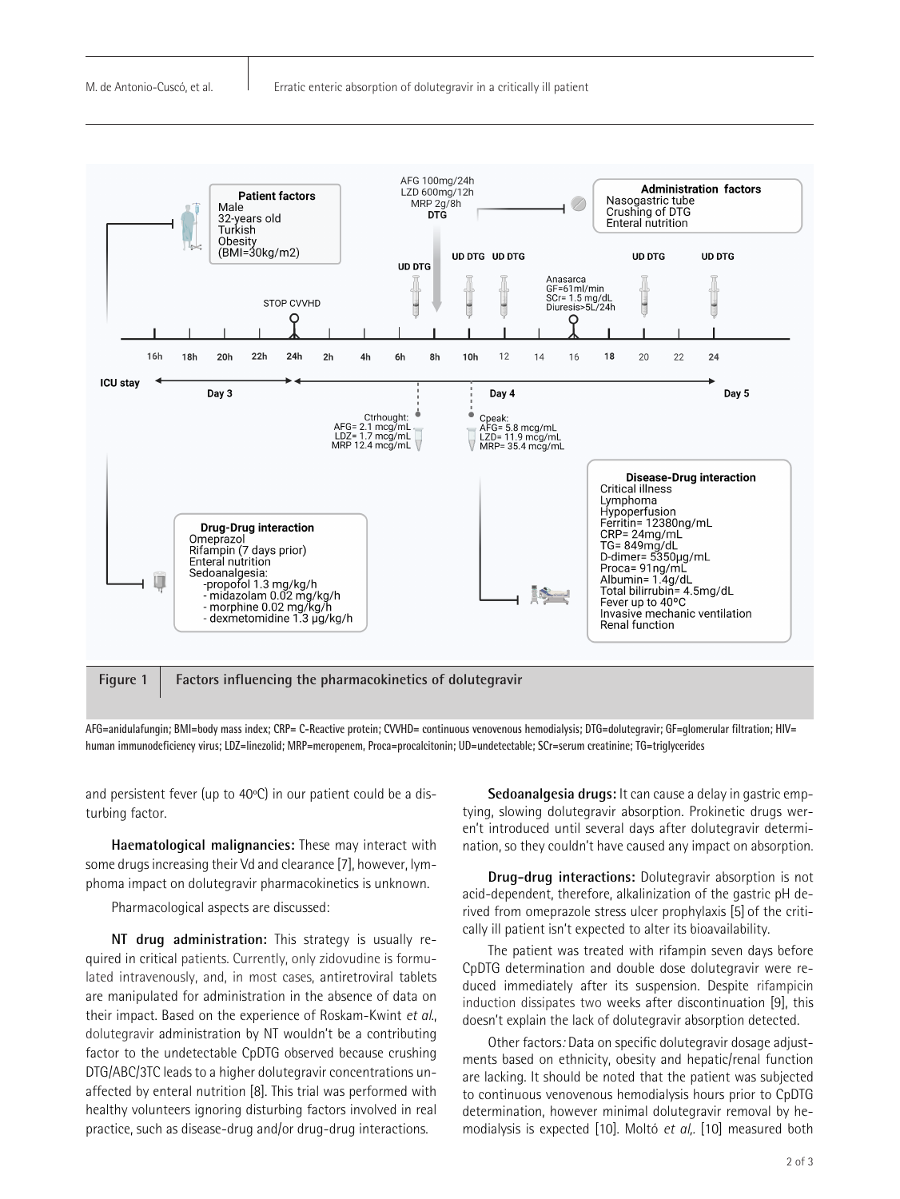**Figure 1** Factors influencing the pharmacokinetics of dolutegravir

AFG=anidulafungin; BMI=body mass index; CRP= C-Reactive protein; CVVHD= continuous venovenous hemodialysis; DTG=dolutegravir; GF=glomerular filtration; HIV= human immunodeficiency virus; LDZ=linezolid; MRP=meropenem, Proca=procalcitonin; UD=undetectable; SCr=serum creatinine; TG=triglycerides

and persistent fever (up to 40ºC) in our patient could be a disturbing factor.

**Haematological malignancies:** These may interact with some drugs increasing their Vd and clearance [7], however, lymphoma impact on dolutegravir pharmacokinetics is unknown.

Pharmacological aspects are discussed:

**NT drug administration:** This strategy is usually required in critical patients. Currently, only zidovudine is formulated intravenously, and, in most cases, antiretroviral tablets are manipulated for administration in the absence of data on their impact. Based on the experience of Roskam-Kwint *et al.*, dolutegravir administration by NT wouldn't be a contributing factor to the undetectable CpDTG observed because crushing DTG/ABC/3TC leads to a higher dolutegravir concentrations unaffected by enteral nutrition [8]. This trial was performed with healthy volunteers ignoring disturbing factors involved in real practice, such as disease-drug and/or drug-drug interactions.

**Sedoanalgesia drugs:** It can cause a delay in gastric emptying, slowing dolutegravir absorption. Prokinetic drugs weren't introduced until several days after dolutegravir determination, so they couldn't have caused any impact on absorption.

**Drug-drug interactions:** Dolutegravir absorption is not acid-dependent, therefore, alkalinization of the gastric pH derived from omeprazole stress ulcer prophylaxis [5] of the critically ill patient isn't expected to alter its bioavailability.

The patient was treated with rifampin seven days before CpDTG determination and double dose dolutegravir were reduced immediately after its suspension. Despite rifampicin induction dissipates two weeks after discontinuation [9], this doesn't explain the lack of dolutegravir absorption detected.

Other factors*:* Data on specific dolutegravir dosage adjustments based on ethnicity, obesity and hepatic/renal function are lacking. It should be noted that the patient was subjected to continuous venovenous hemodialysis hours prior to CpDTG determination, however minimal dolutegravir removal by hemodialysis is expected [10]. Moltó *et al,*. [10] measured both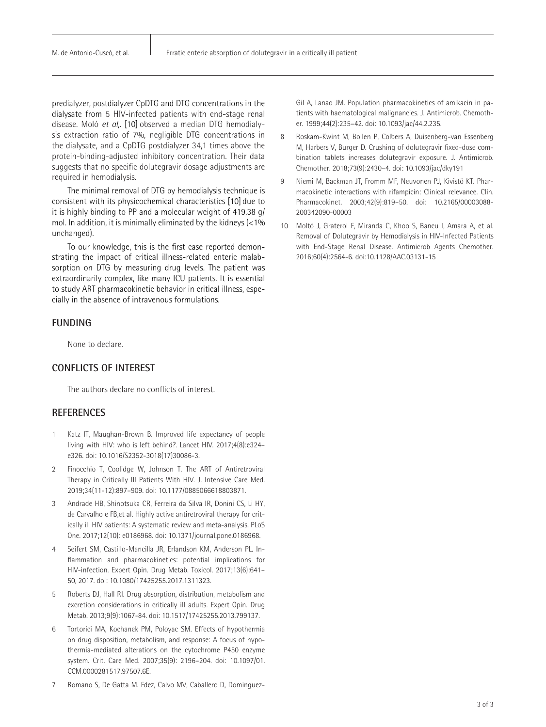predialyzer, postdialyzer CpDTG and DTG concentrations in the dialysate from 5 HIV-infected patients with end-stage renal disease. Moló *et al,.* [10] observed a median DTG hemodialysis extraction ratio of 7%, negligible DTG concentrations in the dialysate, and a CpDTG postdialyzer 34,1 times above the protein-binding-adjusted inhibitory concentration. Their data suggests that no specific dolutegravir dosage adjustments are required in hemodialysis.

The minimal removal of DTG by hemodialysis technique is consistent with its physicochemical characteristics [10] due to it is highly binding to PP and a molecular weight of 419.38 g/mol. In addition, it is minimally eliminated by the kidneys (<1% unchanged).

To our knowledge, this is the first case reported demonstrating the impact of critical illness-related enteric malabsorption on DTG by measuring drug levels. The patient was extraordinarily complex, like many ICU patients. It is essential to study ART pharmacokinetic behavior in critical illness, especially in the absence of intravenous formulations.

## FUNDING

None to declare.

## CONFLICTS OF INTEREST

The authors declare no conflicts of interest.

## REFERENCES

1. Katz IT, Maughan-Brown B. Improved life expectancy of people living with HIV: who is left behind?. Lancet HIV. 2017;4(8):e324–e326. doi: 10.1016/S2352-3018(17)30086-3.
2. Finocchio T, Coolidge W, Johnson T. The ART of Antiretroviral Therapy in Critically Ill Patients With HIV. J. Intensive Care Med. 2019;34(11-12):897–909. doi: 10.1177/0885066618803871.
3. Andrade HB, Shinotsuka CR, Ferreira da Silva IR, Donini CS, Li HY, de Carvalho e FB,et al. Highly active antiretroviral therapy for critically ill HIV patients: A systematic review and meta-analysis. PLoS One. 2017;12(10): e0186968. doi: 10.1371/journal.pone.0186968.
4. Seifert SM, Castillo-Mancilla JR, Erlandson KM, Anderson PL. Inflammation and pharmacokinetics: potential implications for HIV-infection. Expert Opin. Drug Metab. Toxicol. 2017;13(6):641–50, 2017. doi: 10.1080/17425255.2017.1311323.
5. Roberts DJ, Hall RI. Drug absorption, distribution, metabolism and excretion considerations in critically ill adults. Expert Opin. Drug Metab. 2013;9(9):1067-84. doi: 10.1517/17425255.2013.799137.
6. Tortorici MA, Kochanek PM, Poloyac SM. Effects of hypothermia on drug disposition, metabolism, and response: A focus of hypothermia-mediated alterations on the cytochrome P450 enzyme system. Crit. Care Med. 2007;35(9): 2196–204. doi: 10.1097/01.CCM.0000281517.97507.6E.
7. Romano S, De Gatta M. Fdez, Calvo MV, Caballero D, Dominguez-Gil A, Lanao JM. Population pharmacokinetics of amikacin in patients with haematological malignancies. J. Antimicrob. Chemother. 1999;44(2):235–42. doi: 10.1093/jac/44.2.235.
8. Roskam-Kwint M, Bollen P, Colbers A, Duisenberg-van Essenberg M, Harbers V, Burger D. Crushing of dolutegravir fixed-dose combination tablets increases dolutegravir exposure. J. Antimicrob. Chemother. 2018;73(9):2430–4. doi: 10.1093/jac/dky191
9. Niemi M, Backman JT, Fromm MF, Neuvonen PJ, Kivistö KT. Pharmacokinetic interactions with rifampicin: Clinical relevance. Clin. Pharmacokinet. 2003;42(9):819–50. doi: 10.2165/00003088-200342090-00003
10. Moltó J, Graterol F, Miranda C, Khoo S, Bancu I, Amara A, et al. Removal of Dolutegravir by Hemodialysis in HIV-Infected Patients with End-Stage Renal Disease. Antimicrob Agents Chemother. 2016;60(4):2564-6. doi:10.1128/AAC.03131-15